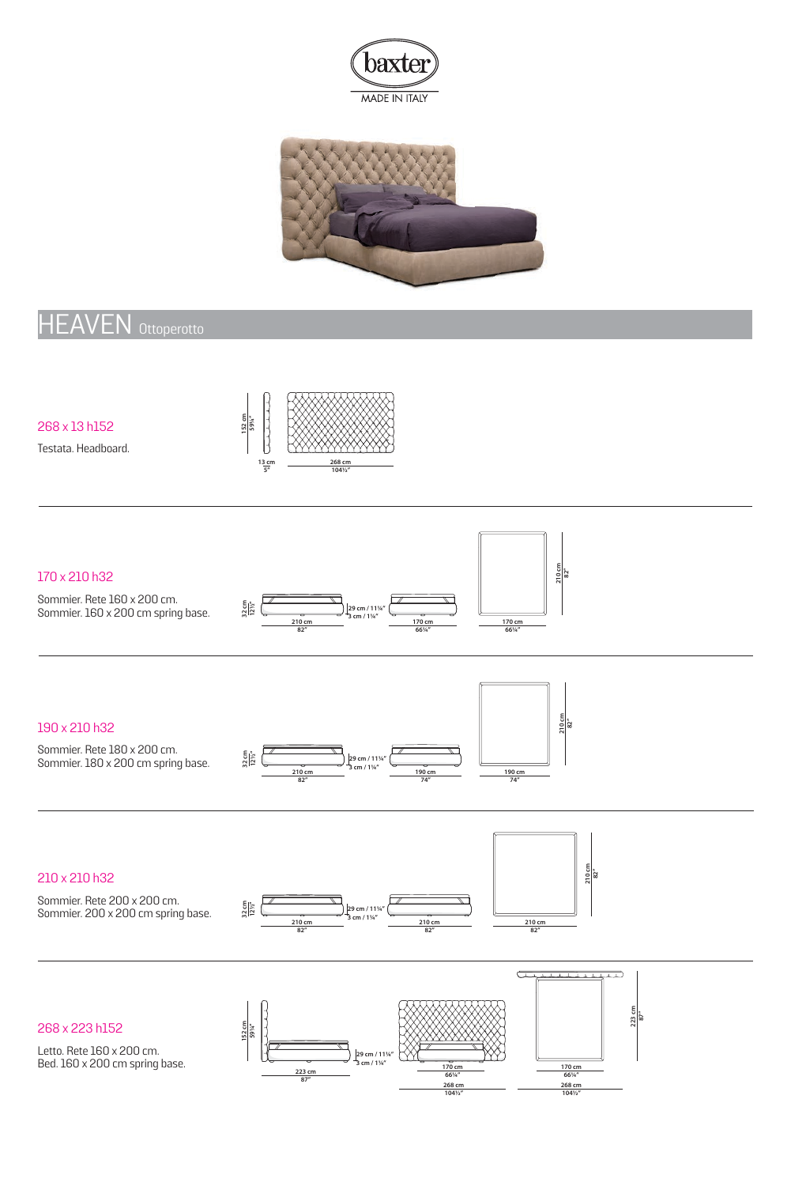baxter

MADE IN ITALY

# HEAVEN Ottoperotto

## 268 x 13 h152

Testata. Headboard.

152 cm / 59¾" — 13 cm / 5" — 268 cm / 104½"

---

## 170 x 210 h32

Sommier. Rete 160 x 200 cm.
Sommier. 160 x 200 cm spring base.

32 cm / 12½" — 210 cm / 82" — 29 cm / 11¼" — 3 cm / 1¼" — 170 cm / 66¼" — 210 cm / 82"

---

## 190 x 210 h32

Sommier. Rete 180 x 200 cm.
Sommier. 180 x 200 cm spring base.

32 cm / 12½" — 210 cm / 82" — 29 cm / 11¼" — 3 cm / 1¼" — 190 cm / 74" — 210 cm / 82"

---

## 210 x 210 h32

Sommier. Rete 200 x 200 cm.
Sommier. 200 x 200 cm spring base.

32 cm / 12½" — 210 cm / 82" — 29 cm / 11¼" — 3 cm / 1¼" — 210 cm / 82" — 210 cm / 82"

---

## 268 x 223 h152

Letto. Rete 160 x 200 cm.
Bed. 160 x 200 cm spring base.

152 cm / 59¾" — 223 cm / 87" — 29 cm / 11¼" — 3 cm / 1¼" — 170 cm / 66¼" — 268 cm / 104½" — 223 cm / 87"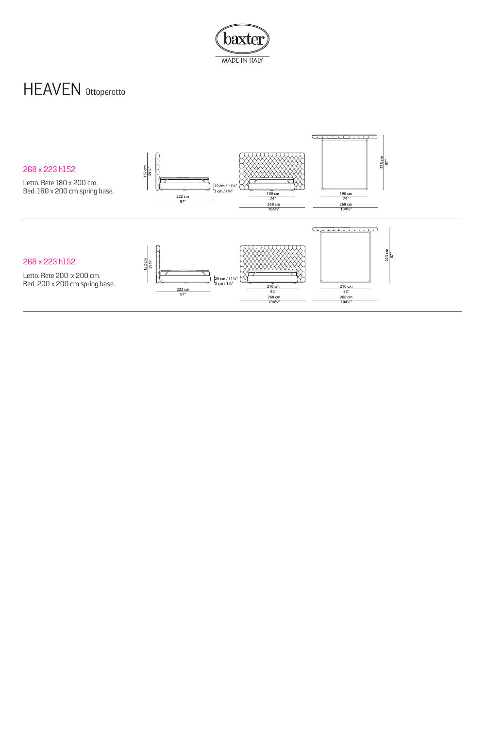baxter

MADE IN ITALY

# HEAVEN Ottoperotto

## 268 x 223 h152

Letto. Rete 180 x 200 cm.
Bed. 180 x 200 cm spring base.

152 cm
59¾"

29 cm / 11¼"
3 cm / 1¼"

223 cm
87"

190 cm
74"

268 cm
104½"

190 cm
74"

268 cm
104½"

223 cm
87"

## 268 x 223 h152

Letto. Rete 200  x 200 cm.
Bed. 200 x 200 cm spring base.

152 cm
59¾"

29 cm / 11¼"
3 cm / 1¼"

223 cm
87"

210 cm
82"

268 cm
104½"

210 cm
82"

268 cm
104½"

223 cm
87"